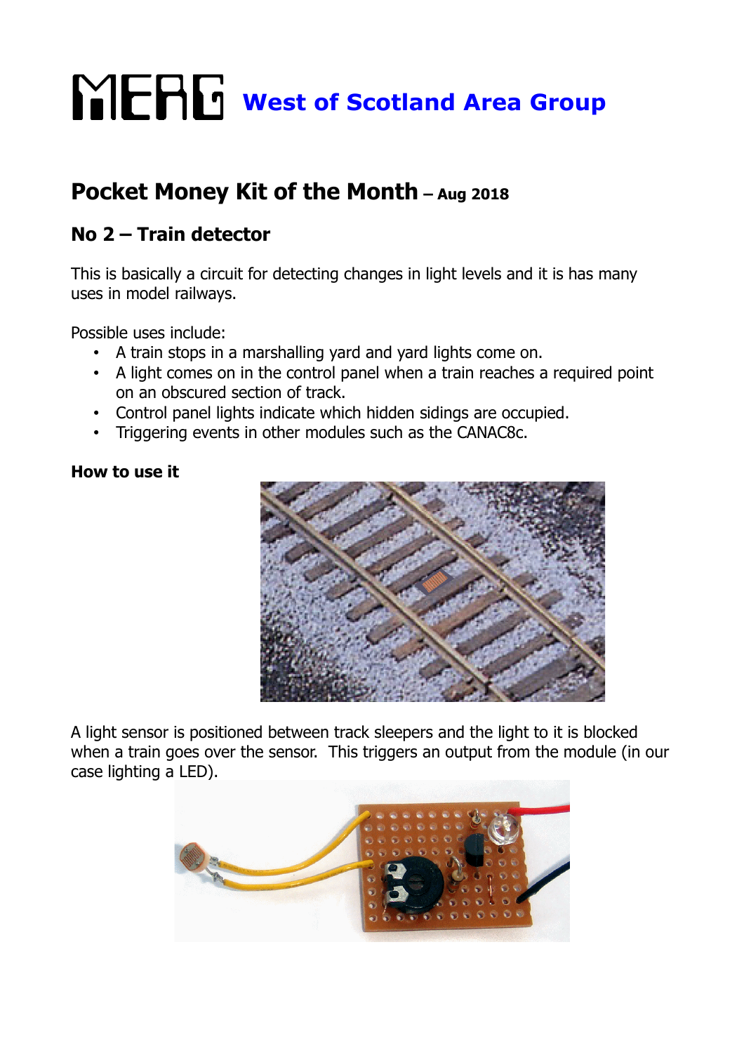# MERG West of Scotland Area Group

## Pocket Money Kit of the Month – Aug 2018

### No 2 – Train detector

This is basically a circuit for detecting changes in light levels and it is has many uses in model railways.

Possible uses include:

- A train stops in a marshalling yard and yard lights come on.
- A light comes on in the control panel when a train reaches a required point on an obscured section of track.
- Control panel lights indicate which hidden sidings are occupied.
- Triggering events in other modules such as the CANAC8c.

**How to use it**

A light sensor is positioned between track sleepers and the light to it is blocked when a train goes over the sensor. This triggers an output from the module (in our case lighting a LED).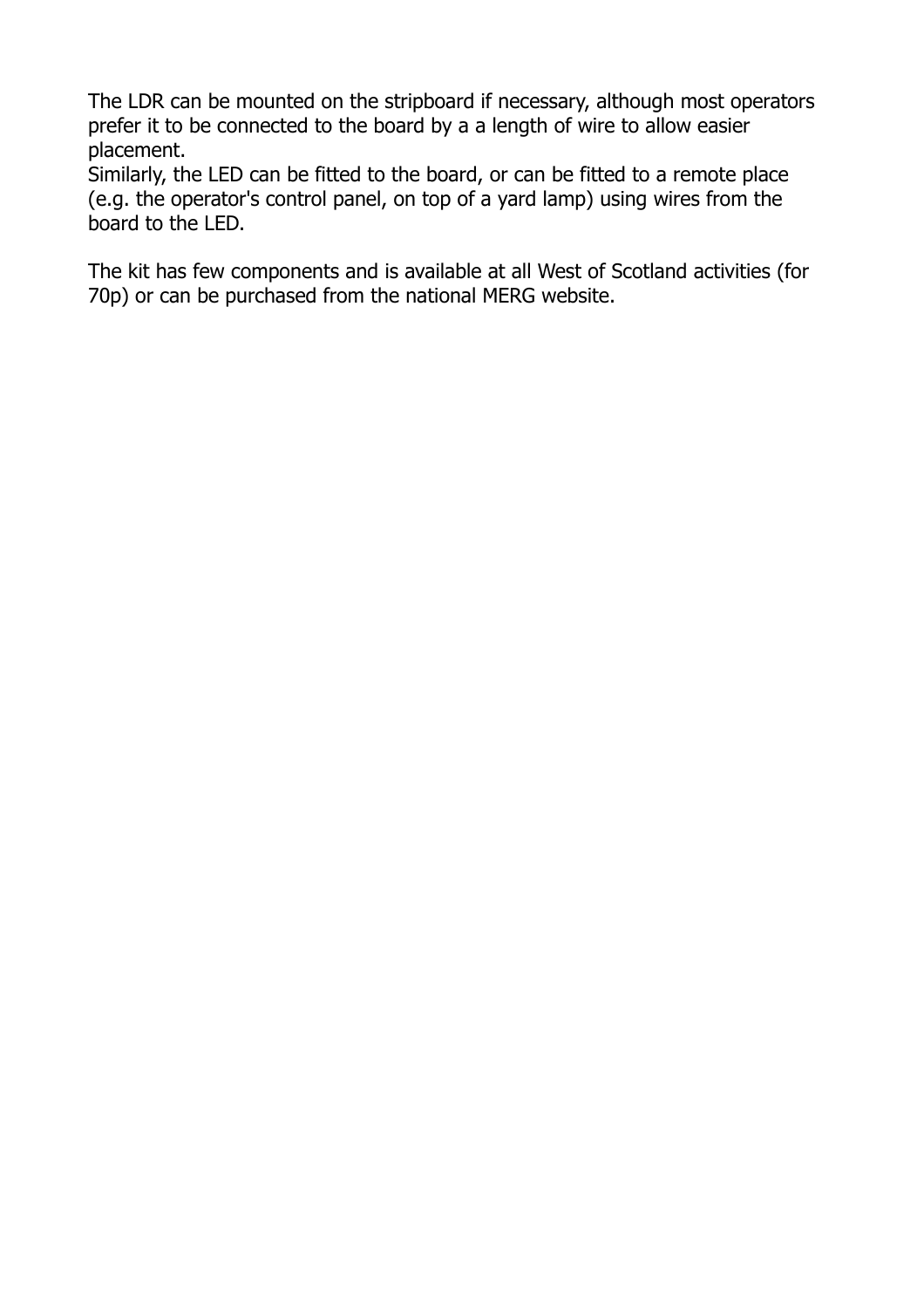The LDR can be mounted on the stripboard if necessary, although most operators prefer it to be connected to the board by a a length of wire to allow easier placement.
Similarly, the LED can be fitted to the board, or can be fitted to a remote place (e.g. the operator's control panel, on top of a yard lamp) using wires from the board to the LED.

The kit has few components and is available at all West of Scotland activities (for 70p) or can be purchased from the national MERG website.